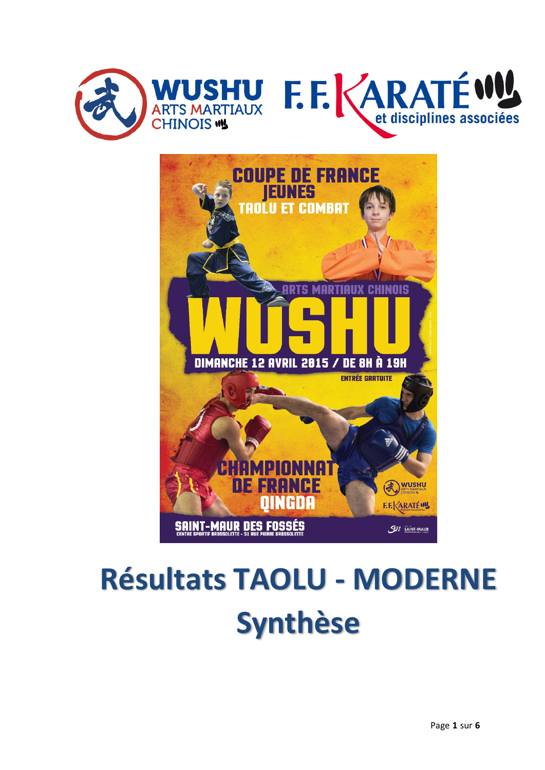# Résultats TAOLU - MODERNE

# Synthèse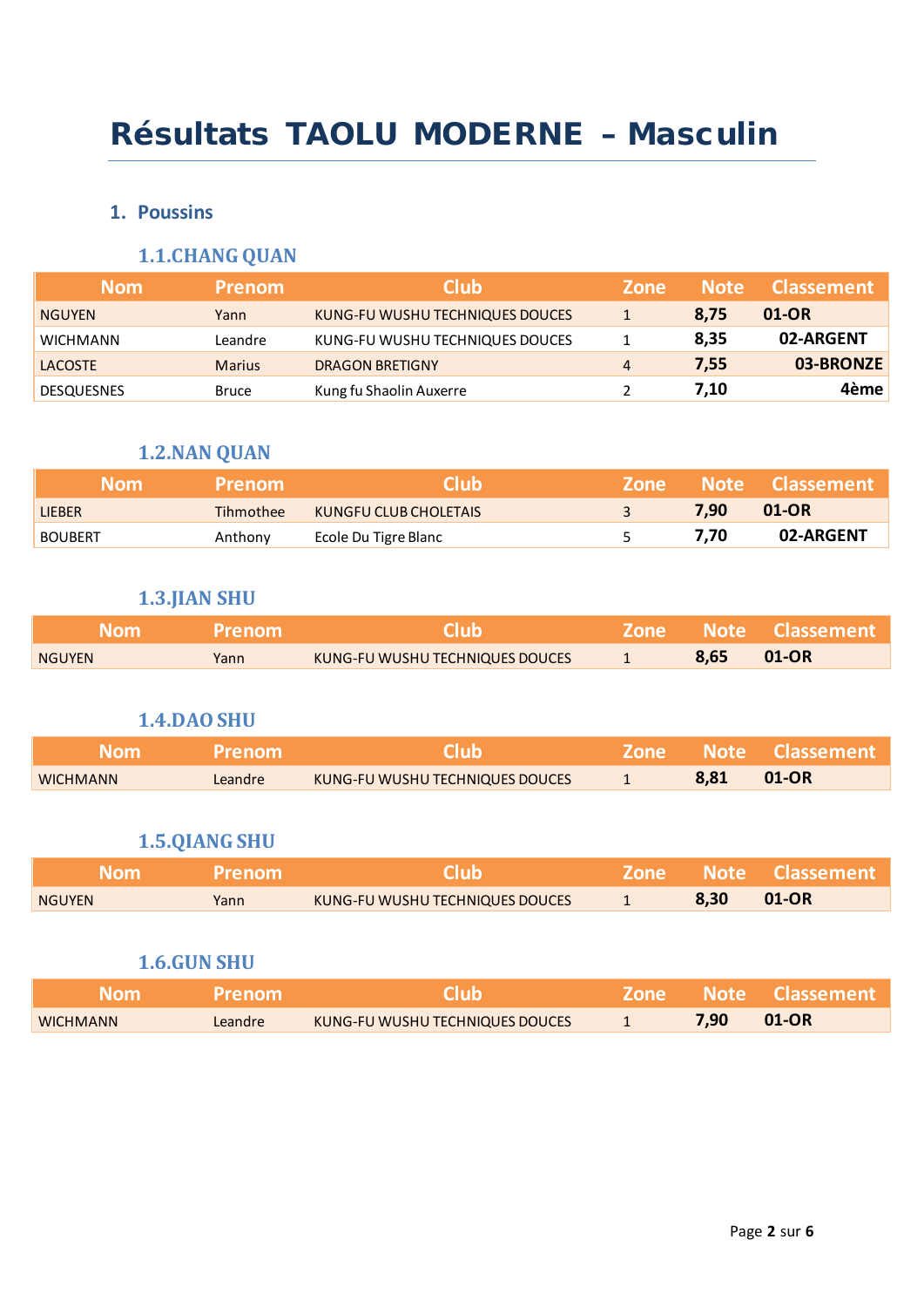# Résultats TAOLU MODERNE – Masculin

## 1. Poussins

### 1.1. CHANG QUAN

| Nom | Prenom | Club | Zone | Note | Classement |
|---|---|---|---|---|---|
| NGUYEN | Yann | KUNG-FU WUSHU TECHNIQUES DOUCES | 1 | **8,75** | **01-OR** |
| WICHMANN | Leandre | KUNG-FU WUSHU TECHNIQUES DOUCES | 1 | **8,35** | **02-ARGENT** |
| LACOSTE | Marius | DRAGON BRETIGNY | 4 | **7,55** | **03-BRONZE** |
| DESQUESNES | Bruce | Kung fu Shaolin Auxerre | 2 | **7,10** | **4ème** |

### 1.2. NAN QUAN

| Nom | Prenom | Club | Zone | Note | Classement |
|---|---|---|---|---|---|
| LIEBER | Tihmothee | KUNGFU CLUB CHOLETAIS | 3 | **7,90** | **01-OR** |
| BOUBERT | Anthony | Ecole Du Tigre Blanc | 5 | **7,70** | **02-ARGENT** |

### 1.3. JIAN SHU

| Nom | Prenom | Club | Zone | Note | Classement |
|---|---|---|---|---|---|
| NGUYEN | Yann | KUNG-FU WUSHU TECHNIQUES DOUCES | 1 | **8,65** | **01-OR** |

### 1.4. DAO SHU

| Nom | Prenom | Club | Zone | Note | Classement |
|---|---|---|---|---|---|
| WICHMANN | Leandre | KUNG-FU WUSHU TECHNIQUES DOUCES | 1 | **8,81** | **01-OR** |

### 1.5. QIANG SHU

| Nom | Prenom | Club | Zone | Note | Classement |
|---|---|---|---|---|---|
| NGUYEN | Yann | KUNG-FU WUSHU TECHNIQUES DOUCES | 1 | **8,30** | **01-OR** |

### 1.6. GUN SHU

| Nom | Prenom | Club | Zone | Note | Classement |
|---|---|---|---|---|---|
| WICHMANN | Leandre | KUNG-FU WUSHU TECHNIQUES DOUCES | 1 | **7,90** | **01-OR** |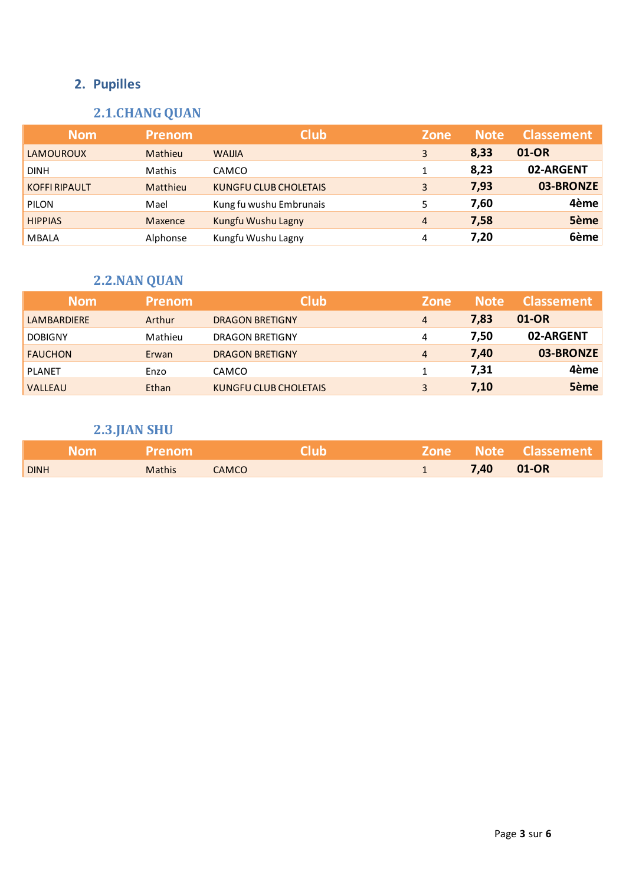## 2. Pupilles

### 2.1.CHANG QUAN

| Nom | Prenom | Club | Zone | Note | Classement |
|---|---|---|---|---|---|
| LAMOUROUX | Mathieu | WAIJIA | 3 | **8,33** | **01-OR** |
| DINH | Mathis | CAMCO | 1 | **8,23** | **02-ARGENT** |
| KOFFI RIPAULT | Matthieu | KUNGFU CLUB CHOLETAIS | 3 | **7,93** | **03-BRONZE** |
| PILON | Mael | Kung fu wushu Embrunais | 5 | **7,60** | **4ème** |
| HIPPIAS | Maxence | Kungfu Wushu Lagny | 4 | **7,58** | **5ème** |
| MBALA | Alphonse | Kungfu Wushu Lagny | 4 | **7,20** | **6ème** |

### 2.2.NAN QUAN

| Nom | Prenom | Club | Zone | Note | Classement |
|---|---|---|---|---|---|
| LAMBARDIERE | Arthur | DRAGON BRETIGNY | 4 | **7,83** | **01-OR** |
| DOBIGNY | Mathieu | DRAGON BRETIGNY | 4 | **7,50** | **02-ARGENT** |
| FAUCHON | Erwan | DRAGON BRETIGNY | 4 | **7,40** | **03-BRONZE** |
| PLANET | Enzo | CAMCO | 1 | **7,31** | **4ème** |
| VALLEAU | Ethan | KUNGFU CLUB CHOLETAIS | 3 | **7,10** | **5ème** |

### 2.3.JIAN SHU

| Nom | Prenom | Club | Zone | Note | Classement |
|---|---|---|---|---|---|
| DINH | Mathis | CAMCO | 1 | **7,40** | **01-OR** |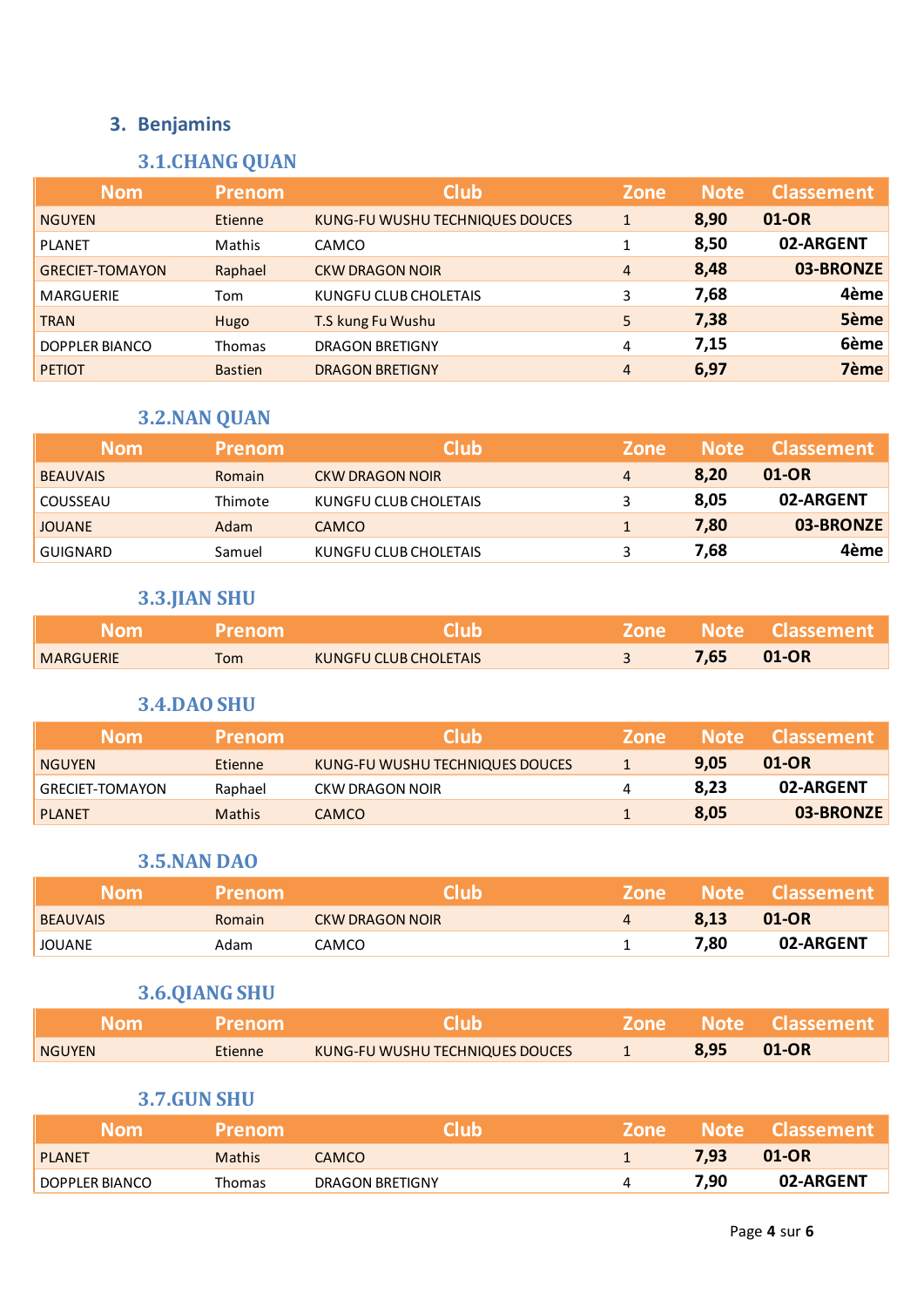## 3. Benjamins

### 3.1.CHANG QUAN

| Nom | Prenom | Club | Zone | Note | Classement |
|---|---|---|---|---|---|
| NGUYEN | Etienne | KUNG-FU WUSHU TECHNIQUES DOUCES | 1 | 8,90 | 01-OR |
| PLANET | Mathis | CAMCO | 1 | 8,50 | 02-ARGENT |
| GRECIET-TOMAYON | Raphael | CKW DRAGON NOIR | 4 | 8,48 | 03-BRONZE |
| MARGUERIE | Tom | KUNGFU CLUB CHOLETAIS | 3 | 7,68 | 4ème |
| TRAN | Hugo | T.S kung Fu Wushu | 5 | 7,38 | 5ème |
| DOPPLER BIANCO | Thomas | DRAGON BRETIGNY | 4 | 7,15 | 6ème |
| PETIOT | Bastien | DRAGON BRETIGNY | 4 | 6,97 | 7ème |

### 3.2.NAN QUAN

| Nom | Prenom | Club | Zone | Note | Classement |
|---|---|---|---|---|---|
| BEAUVAIS | Romain | CKW DRAGON NOIR | 4 | 8,20 | 01-OR |
| COUSSEAU | Thimote | KUNGFU CLUB CHOLETAIS | 3 | 8,05 | 02-ARGENT |
| JOUANE | Adam | CAMCO | 1 | 7,80 | 03-BRONZE |
| GUIGNARD | Samuel | KUNGFU CLUB CHOLETAIS | 3 | 7,68 | 4ème |

### 3.3.JIAN SHU

| Nom | Prenom | Club | Zone | Note | Classement |
|---|---|---|---|---|---|
| MARGUERIE | Tom | KUNGFU CLUB CHOLETAIS | 3 | 7,65 | 01-OR |

### 3.4.DAO SHU

| Nom | Prenom | Club | Zone | Note | Classement |
|---|---|---|---|---|---|
| NGUYEN | Etienne | KUNG-FU WUSHU TECHNIQUES DOUCES | 1 | 9,05 | 01-OR |
| GRECIET-TOMAYON | Raphael | CKW DRAGON NOIR | 4 | 8,23 | 02-ARGENT |
| PLANET | Mathis | CAMCO | 1 | 8,05 | 03-BRONZE |

### 3.5.NAN DAO

| Nom | Prenom | Club | Zone | Note | Classement |
|---|---|---|---|---|---|
| BEAUVAIS | Romain | CKW DRAGON NOIR | 4 | 8,13 | 01-OR |
| JOUANE | Adam | CAMCO | 1 | 7,80 | 02-ARGENT |

### 3.6.QIANG SHU

| Nom | Prenom | Club | Zone | Note | Classement |
|---|---|---|---|---|---|
| NGUYEN | Etienne | KUNG-FU WUSHU TECHNIQUES DOUCES | 1 | 8,95 | 01-OR |

### 3.7.GUN SHU

| Nom | Prenom | Club | Zone | Note | Classement |
|---|---|---|---|---|---|
| PLANET | Mathis | CAMCO | 1 | 7,93 | 01-OR |
| DOPPLER BIANCO | Thomas | DRAGON BRETIGNY | 4 | 7,90 | 02-ARGENT |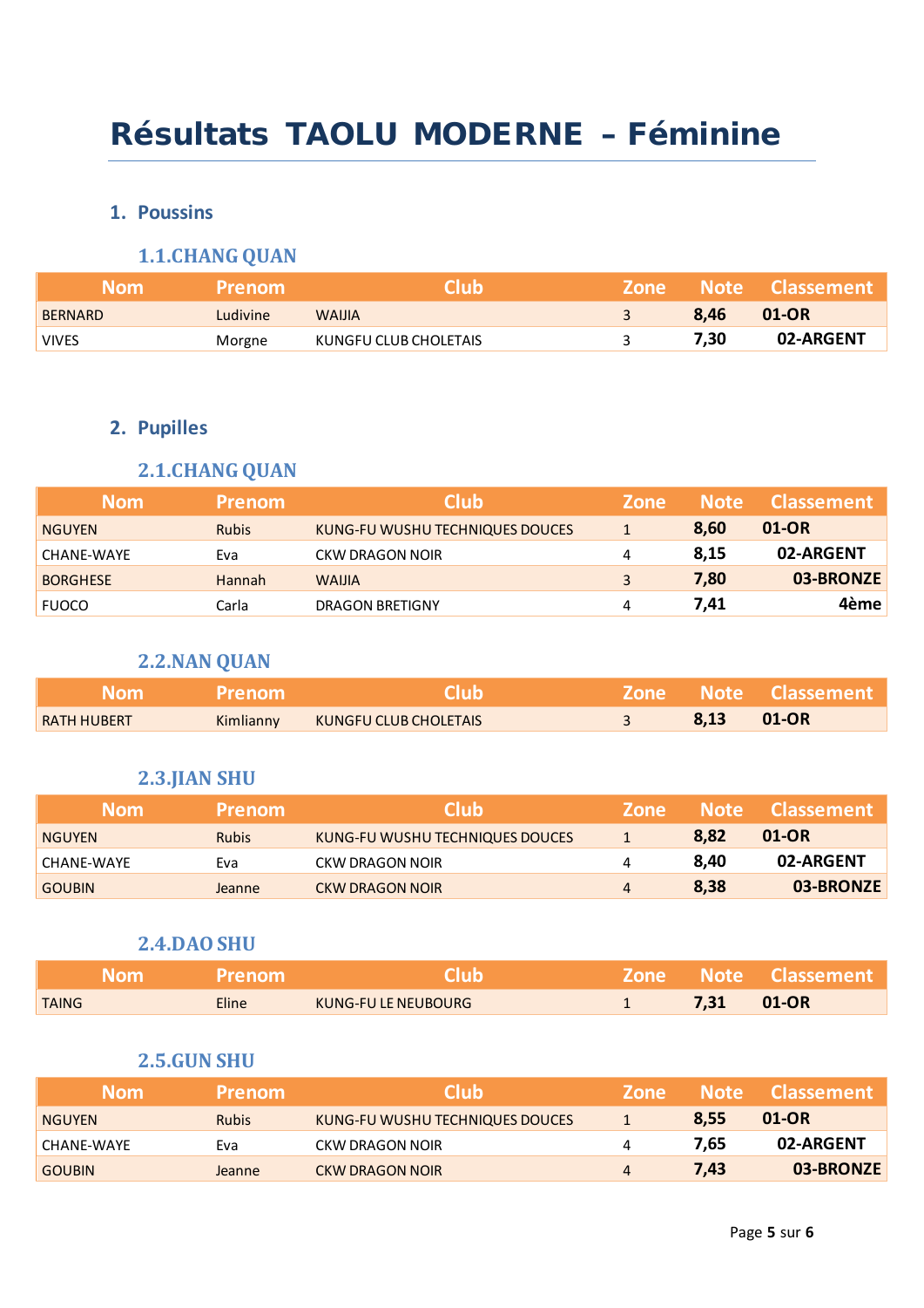# Résultats TAOLU MODERNE – Féminine

## 1. Poussins

### 1.1. CHANG QUAN

| Nom | Prenom | Club | Zone | Note | Classement |
|---|---|---|---|---|---|
| BERNARD | Ludivine | WAIJIA | 3 | **8,46** | **01-OR** |
| VIVES | Morgne | KUNGFU CLUB CHOLETAIS | 3 | **7,30** | **02-ARGENT** |

## 2. Pupilles

### 2.1. CHANG QUAN

| Nom | Prenom | Club | Zone | Note | Classement |
|---|---|---|---|---|---|
| NGUYEN | Rubis | KUNG-FU WUSHU TECHNIQUES DOUCES | 1 | **8,60** | **01-OR** |
| CHANE-WAYE | Eva | CKW DRAGON NOIR | 4 | **8,15** | **02-ARGENT** |
| BORGHESE | Hannah | WAIJIA | 3 | **7,80** | **03-BRONZE** |
| FUOCO | Carla | DRAGON BRETIGNY | 4 | **7,41** | **4ème** |

### 2.2. NAN QUAN

| Nom | Prenom | Club | Zone | Note | Classement |
|---|---|---|---|---|---|
| RATH HUBERT | Kimlianny | KUNGFU CLUB CHOLETAIS | 3 | **8,13** | **01-OR** |

### 2.3. JIAN SHU

| Nom | Prenom | Club | Zone | Note | Classement |
|---|---|---|---|---|---|
| NGUYEN | Rubis | KUNG-FU WUSHU TECHNIQUES DOUCES | 1 | **8,82** | **01-OR** |
| CHANE-WAYE | Eva | CKW DRAGON NOIR | 4 | **8,40** | **02-ARGENT** |
| GOUBIN | Jeanne | CKW DRAGON NOIR | 4 | **8,38** | **03-BRONZE** |

### 2.4. DAO SHU

| Nom | Prenom | Club | Zone | Note | Classement |
|---|---|---|---|---|---|
| TAING | Eline | KUNG-FU LE NEUBOURG | 1 | **7,31** | **01-OR** |

### 2.5. GUN SHU

| Nom | Prenom | Club | Zone | Note | Classement |
|---|---|---|---|---|---|
| NGUYEN | Rubis | KUNG-FU WUSHU TECHNIQUES DOUCES | 1 | **8,55** | **01-OR** |
| CHANE-WAYE | Eva | CKW DRAGON NOIR | 4 | **7,65** | **02-ARGENT** |
| GOUBIN | Jeanne | CKW DRAGON NOIR | 4 | **7,43** | **03-BRONZE** |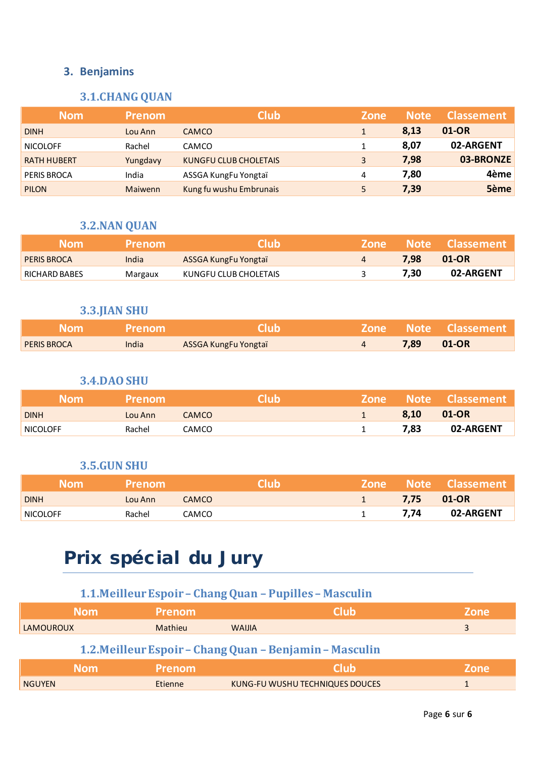## 3. Benjamins

### 3.1.CHANG QUAN

| Nom | Prenom | Club | Zone | Note | Classement |
|---|---|---|---|---|---|
| DINH | Lou Ann | CAMCO | 1 | **8,13** | **01-OR** |
| NICOLOFF | Rachel | CAMCO | 1 | **8,07** | **02-ARGENT** |
| RATH HUBERT | Yungdavy | KUNGFU CLUB CHOLETAIS | 3 | **7,98** | **03-BRONZE** |
| PERIS BROCA | India | ASSGA KungFu Yongtaï | 4 | **7,80** | **4ème** |
| PILON | Maiwenn | Kung fu wushu Embrunais | 5 | **7,39** | **5ème** |

### 3.2.NAN QUAN

| Nom | Prenom | Club | Zone | Note | Classement |
|---|---|---|---|---|---|
| PERIS BROCA | India | ASSGA KungFu Yongtaï | 4 | **7,98** | **01-OR** |
| RICHARD BABES | Margaux | KUNGFU CLUB CHOLETAIS | 3 | **7,30** | **02-ARGENT** |

### 3.3.JIAN SHU

| Nom | Prenom | Club | Zone | Note | Classement |
|---|---|---|---|---|---|
| PERIS BROCA | India | ASSGA KungFu Yongtaï | 4 | **7,89** | **01-OR** |

### 3.4.DAO SHU

| Nom | Prenom | Club | Zone | Note | Classement |
|---|---|---|---|---|---|
| DINH | Lou Ann | CAMCO | 1 | **8,10** | **01-OR** |
| NICOLOFF | Rachel | CAMCO | 1 | **7,83** | **02-ARGENT** |

### 3.5.GUN SHU

| Nom | Prenom | Club | Zone | Note | Classement |
|---|---|---|---|---|---|
| DINH | Lou Ann | CAMCO | 1 | **7,75** | **01-OR** |
| NICOLOFF | Rachel | CAMCO | 1 | **7,74** | **02-ARGENT** |

# Prix spécial du Jury

### 1.1.Meilleur Espoir – Chang Quan – Pupilles – Masculin

| Nom | Prenom | Club | Zone |
|---|---|---|---|
| LAMOUROUX | Mathieu | WAIJIA | 3 |

### 1.2.Meilleur Espoir – Chang Quan – Benjamin – Masculin

| Nom | Prenom | Club | Zone |
|---|---|---|---|
| NGUYEN | Etienne | KUNG-FU WUSHU TECHNIQUES DOUCES | 1 |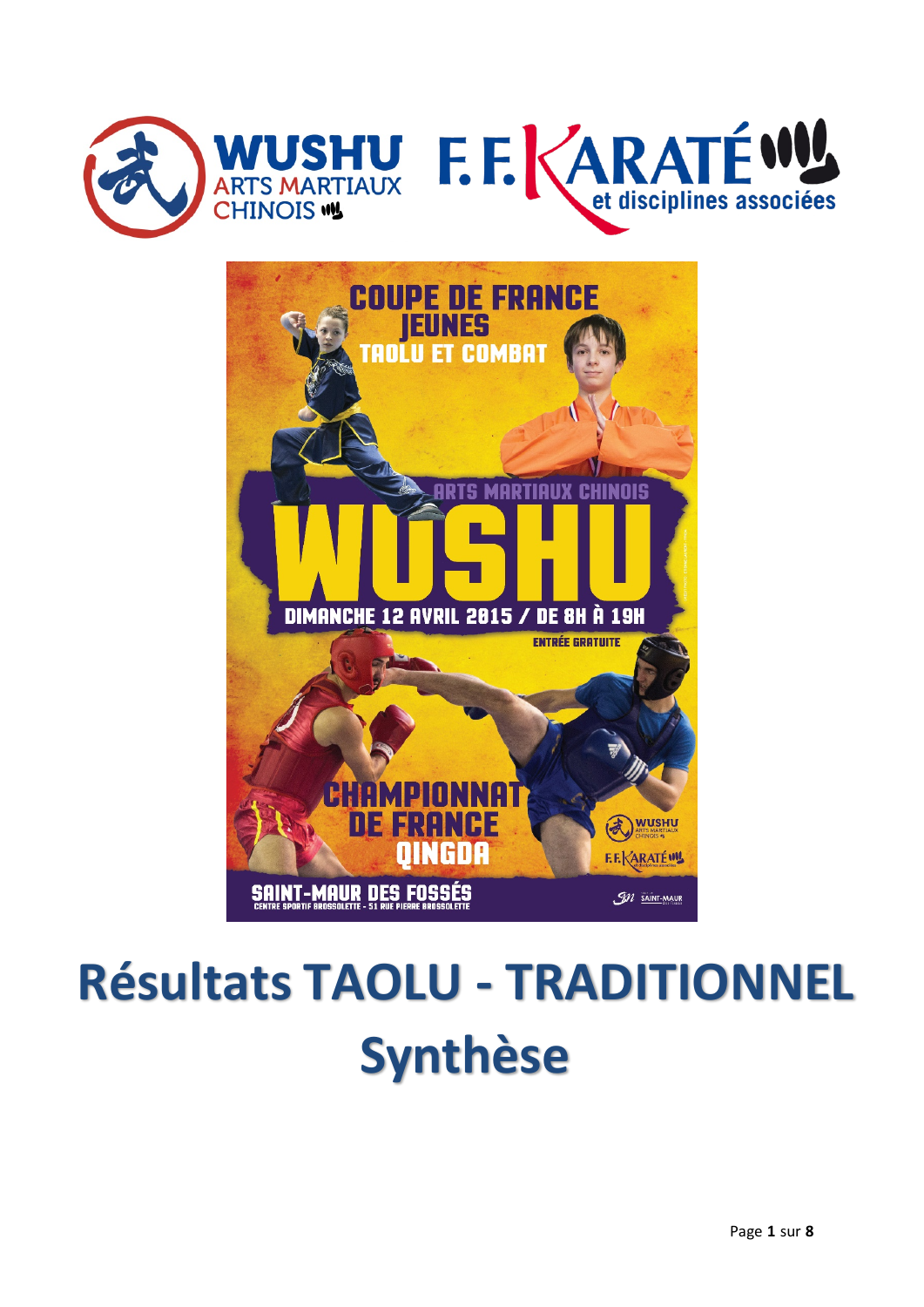# Résultats TAOLU - TRADITIONNEL

# Synthèse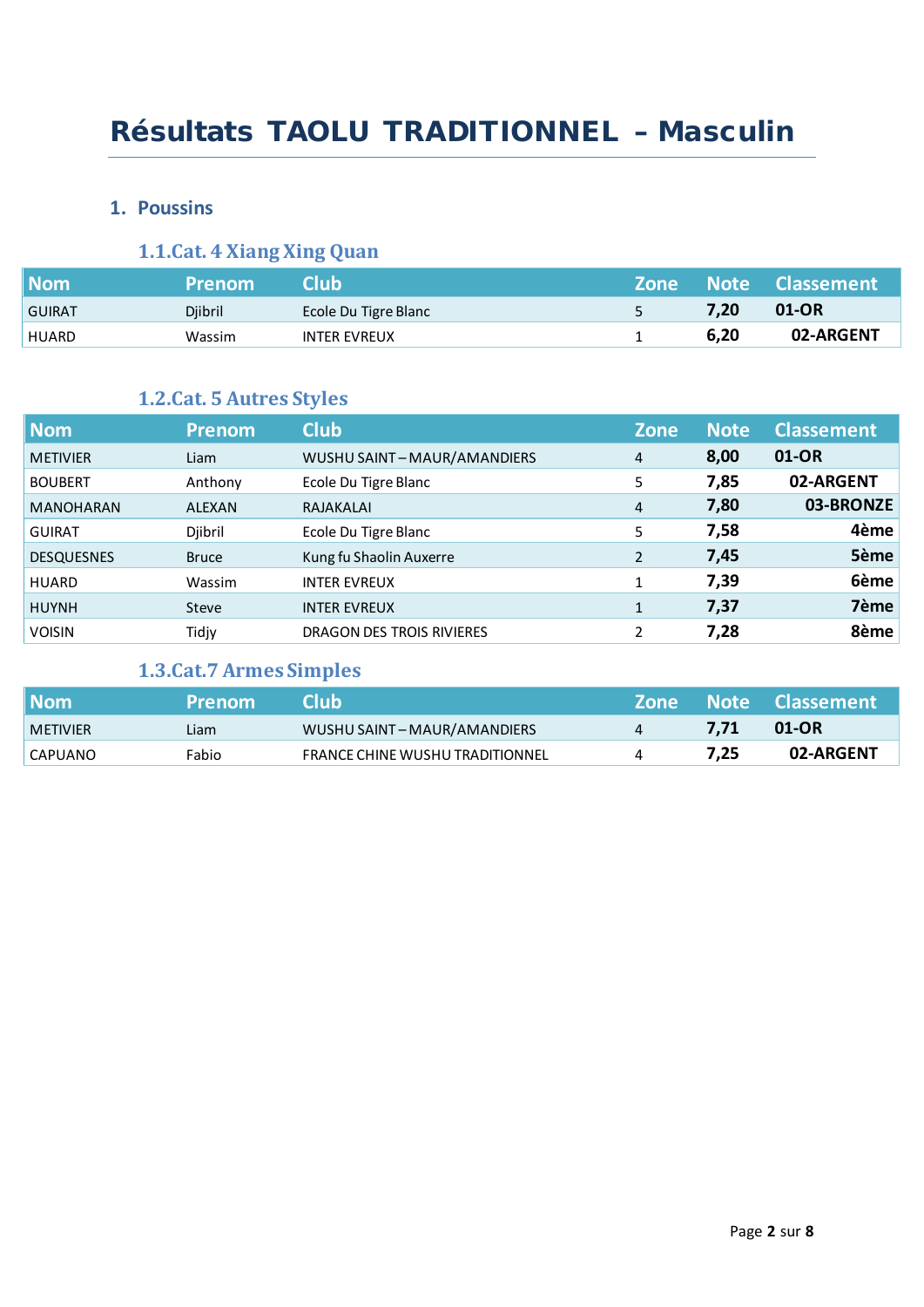# Résultats TAOLU TRADITIONNEL – Masculin

## 1. Poussins

### 1.1.Cat. 4 Xiang Xing Quan

| Nom | Prenom | Club | Zone | Note | Classement |
|---|---|---|---|---|---|
| GUIRAT | Djibril | Ecole Du Tigre Blanc | 5 | **7,20** | **01-OR** |
| HUARD | Wassim | INTER EVREUX | 1 | **6,20** | **02-ARGENT** |

### 1.2.Cat. 5 Autres Styles

| Nom | Prenom | Club | Zone | Note | Classement |
|---|---|---|---|---|---|
| METIVIER | Liam | WUSHU SAINT – MAUR/AMANDIERS | 4 | **8,00** | **01-OR** |
| BOUBERT | Anthony | Ecole Du Tigre Blanc | 5 | **7,85** | **02-ARGENT** |
| MANOHARAN | ALEXAN | RAJAKALAI | 4 | **7,80** | **03-BRONZE** |
| GUIRAT | Djibril | Ecole Du Tigre Blanc | 5 | **7,58** | **4ème** |
| DESQUESNES | Bruce | Kung fu Shaolin Auxerre | 2 | **7,45** | **5ème** |
| HUARD | Wassim | INTER EVREUX | 1 | **7,39** | **6ème** |
| HUYNH | Steve | INTER EVREUX | 1 | **7,37** | **7ème** |
| VOISIN | Tidjy | DRAGON DES TROIS RIVIERES | 2 | **7,28** | **8ème** |

### 1.3.Cat.7 Armes Simples

| Nom | Prenom | Club | Zone | Note | Classement |
|---|---|---|---|---|---|
| METIVIER | Liam | WUSHU SAINT – MAUR/AMANDIERS | 4 | **7,71** | **01-OR** |
| CAPUANO | Fabio | FRANCE CHINE WUSHU TRADITIONNEL | 4 | **7,25** | **02-ARGENT** |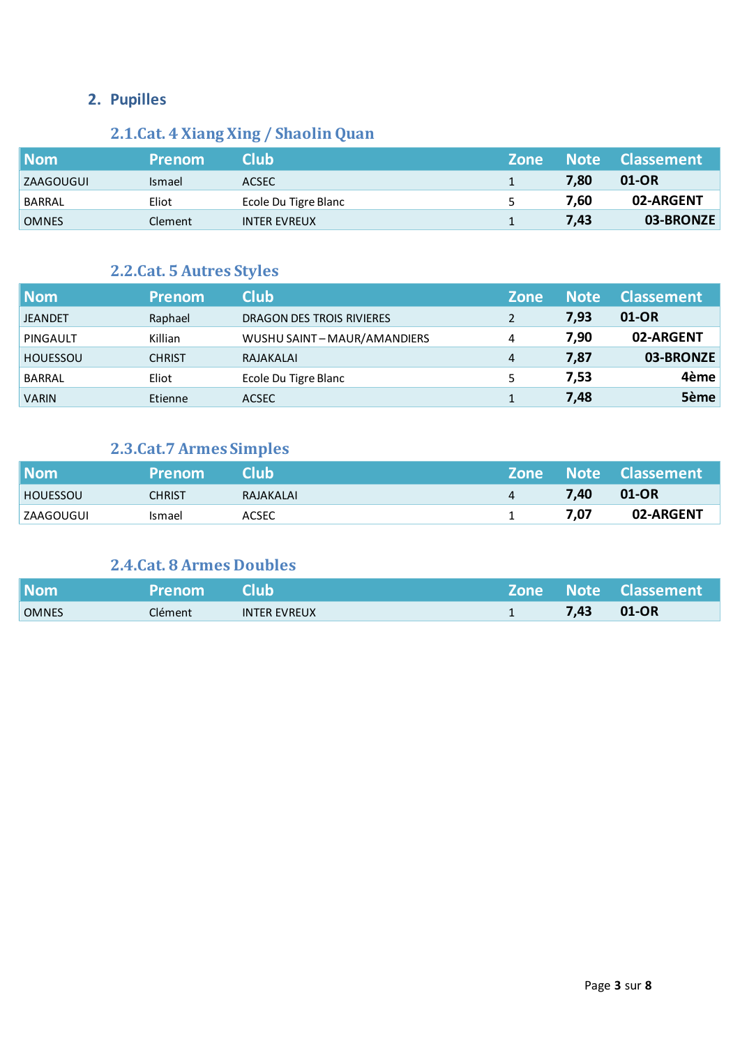## 2. Pupilles

### 2.1.Cat. 4 Xiang Xing / Shaolin Quan

| Nom | Prenom | Club | Zone | Note | Classement |
|---|---|---|---|---|---|
| ZAAGOUGUI | Ismael | ACSEC | 1 | **7,80** | **01-OR** |
| BARRAL | Eliot | Ecole Du Tigre Blanc | 5 | **7,60** | **02-ARGENT** |
| OMNES | Clement | INTER EVREUX | 1 | **7,43** | **03-BRONZE** |

### 2.2.Cat. 5 Autres Styles

| Nom | Prenom | Club | Zone | Note | Classement |
|---|---|---|---|---|---|
| JEANDET | Raphael | DRAGON DES TROIS RIVIERES | 2 | **7,93** | **01-OR** |
| PINGAULT | Killian | WUSHU SAINT – MAUR/AMANDIERS | 4 | **7,90** | **02-ARGENT** |
| HOUESSOU | CHRIST | RAJAKALAI | 4 | **7,87** | **03-BRONZE** |
| BARRAL | Eliot | Ecole Du Tigre Blanc | 5 | **7,53** | **4ème** |
| VARIN | Etienne | ACSEC | 1 | **7,48** | **5ème** |

### 2.3.Cat.7 Armes Simples

| Nom | Prenom | Club | Zone | Note | Classement |
|---|---|---|---|---|---|
| HOUESSOU | CHRIST | RAJAKALAI | 4 | **7,40** | **01-OR** |
| ZAAGOUGUI | Ismael | ACSEC | 1 | **7,07** | **02-ARGENT** |

### 2.4.Cat. 8 Armes Doubles

| Nom | Prenom | Club | Zone | Note | Classement |
|---|---|---|---|---|---|
| OMNES | Clément | INTER EVREUX | 1 | **7,43** | **01-OR** |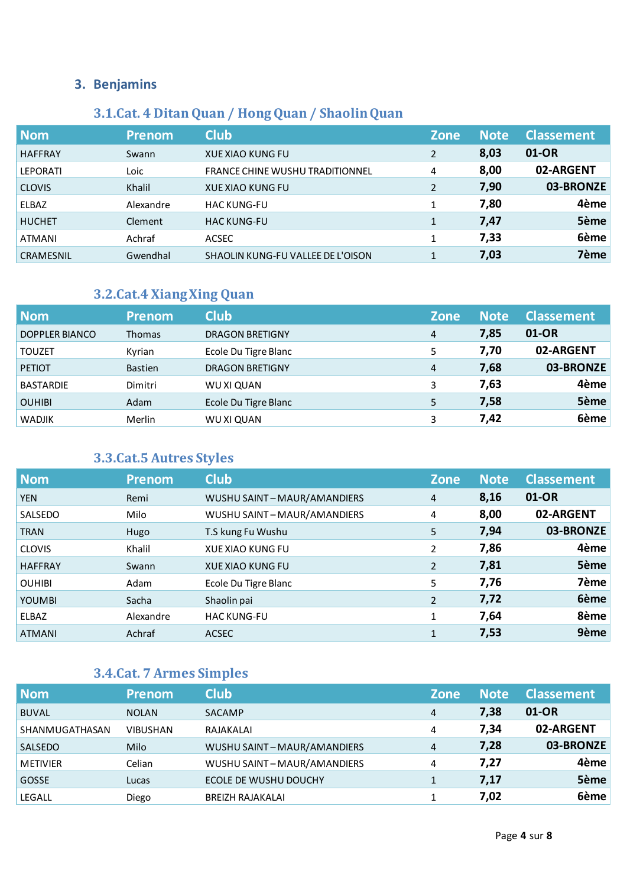## 3. Benjamins

### 3.1.Cat. 4 Ditan Quan / Hong Quan / Shaolin Quan

| Nom | Prenom | Club | Zone | Note | Classement |
|---|---|---|---|---|---|
| HAFFRAY | Swann | XUE XIAO KUNG FU | 2 | 8,03 | 01-OR |
| LEPORATI | Loic | FRANCE CHINE WUSHU TRADITIONNEL | 4 | 8,00 | 02-ARGENT |
| CLOVIS | Khalil | XUE XIAO KUNG FU | 2 | 7,90 | 03-BRONZE |
| ELBAZ | Alexandre | HAC KUNG-FU | 1 | 7,80 | 4ème |
| HUCHET | Clement | HAC KUNG-FU | 1 | 7,47 | 5ème |
| ATMANI | Achraf | ACSEC | 1 | 7,33 | 6ème |
| CRAMESNIL | Gwendhal | SHAOLIN KUNG-FU VALLEE DE L'OISON | 1 | 7,03 | 7ème |

### 3.2.Cat.4 Xiang Xing Quan

| Nom | Prenom | Club | Zone | Note | Classement |
|---|---|---|---|---|---|
| DOPPLER BIANCO | Thomas | DRAGON BRETIGNY | 4 | 7,85 | 01-OR |
| TOUZET | Kyrian | Ecole Du Tigre Blanc | 5 | 7,70 | 02-ARGENT |
| PETIOT | Bastien | DRAGON BRETIGNY | 4 | 7,68 | 03-BRONZE |
| BASTARDIE | Dimitri | WU XI QUAN | 3 | 7,63 | 4ème |
| OUHIBI | Adam | Ecole Du Tigre Blanc | 5 | 7,58 | 5ème |
| WADJIK | Merlin | WU XI QUAN | 3 | 7,42 | 6ème |

### 3.3.Cat.5 Autres Styles

| Nom | Prenom | Club | Zone | Note | Classement |
|---|---|---|---|---|---|
| YEN | Remi | WUSHU SAINT – MAUR/AMANDIERS | 4 | 8,16 | 01-OR |
| SALSEDO | Milo | WUSHU SAINT – MAUR/AMANDIERS | 4 | 8,00 | 02-ARGENT |
| TRAN | Hugo | T.S kung Fu Wushu | 5 | 7,94 | 03-BRONZE |
| CLOVIS | Khalil | XUE XIAO KUNG FU | 2 | 7,86 | 4ème |
| HAFFRAY | Swann | XUE XIAO KUNG FU | 2 | 7,81 | 5ème |
| OUHIBI | Adam | Ecole Du Tigre Blanc | 5 | 7,76 | 7ème |
| YOUMBI | Sacha | Shaolin pai | 2 | 7,72 | 6ème |
| ELBAZ | Alexandre | HAC KUNG-FU | 1 | 7,64 | 8ème |
| ATMANI | Achraf | ACSEC | 1 | 7,53 | 9ème |

### 3.4.Cat. 7 Armes Simples

| Nom | Prenom | Club | Zone | Note | Classement |
|---|---|---|---|---|---|
| BUVAL | NOLAN | SACAMP | 4 | 7,38 | 01-OR |
| SHANMUGATHASAN | VIBUSHAN | RAJAKALAI | 4 | 7,34 | 02-ARGENT |
| SALSEDO | Milo | WUSHU SAINT – MAUR/AMANDIERS | 4 | 7,28 | 03-BRONZE |
| METIVIER | Celian | WUSHU SAINT – MAUR/AMANDIERS | 4 | 7,27 | 4ème |
| GOSSE | Lucas | ECOLE DE WUSHU DOUCHY | 1 | 7,17 | 5ème |
| LEGALL | Diego | BREIZH RAJAKALAI | 1 | 7,02 | 6ème |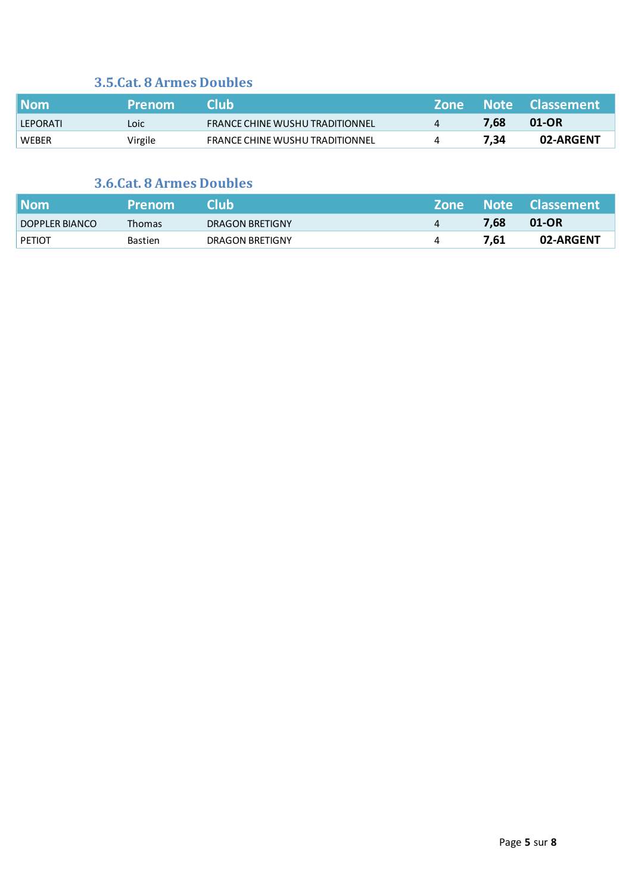### 3.5.Cat. 8 Armes Doubles

| Nom | Prenom | Club | Zone | Note | Classement |
|---|---|---|---|---|---|
| LEPORATI | Loic | FRANCE CHINE WUSHU TRADITIONNEL | 4 | **7,68** | **01-OR** |
| WEBER | Virgile | FRANCE CHINE WUSHU TRADITIONNEL | 4 | **7,34** | **02-ARGENT** |

### 3.6.Cat. 8 Armes Doubles

| Nom | Prenom | Club | Zone | Note | Classement |
|---|---|---|---|---|---|
| DOPPLER BIANCO | Thomas | DRAGON BRETIGNY | 4 | **7,68** | **01-OR** |
| PETIOT | Bastien | DRAGON BRETIGNY | 4 | **7,61** | **02-ARGENT** |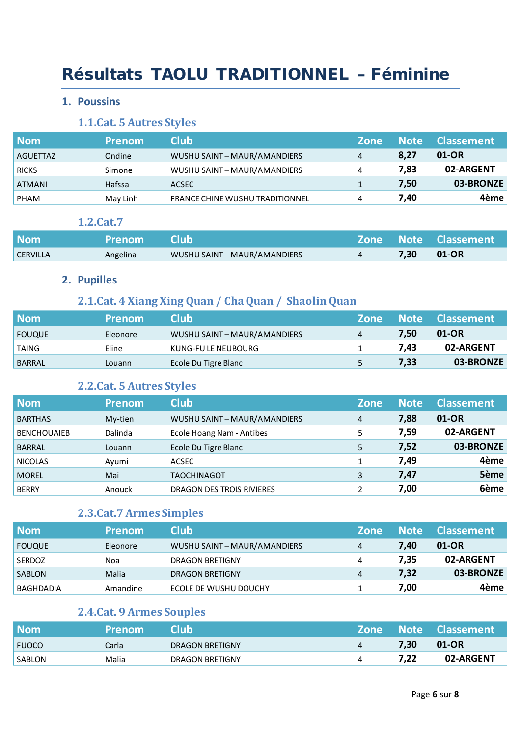# Résultats TAOLU TRADITIONNEL – Féminine

## 1. Poussins

### 1.1.Cat. 5 Autres Styles

| Nom | Prenom | Club | Zone | Note | Classement |
|---|---|---|---|---|---|
| AGUETTAZ | Ondine | WUSHU SAINT – MAUR/AMANDIERS | 4 | **8,27** | **01-OR** |
| RICKS | Simone | WUSHU SAINT – MAUR/AMANDIERS | 4 | **7,83** | **02-ARGENT** |
| ATMANI | Hafssa | ACSEC | 1 | **7,50** | **03-BRONZE** |
| PHAM | May Linh | FRANCE CHINE WUSHU TRADITIONNEL | 4 | **7,40** | **4ème** |

### 1.2.Cat.7

| Nom | Prenom | Club | Zone | Note | Classement |
|---|---|---|---|---|---|
| CERVILLA | Angelina | WUSHU SAINT – MAUR/AMANDIERS | 4 | **7,30** | **01-OR** |

## 2. Pupilles

### 2.1.Cat. 4 Xiang Xing Quan / Cha Quan / Shaolin Quan

| Nom | Prenom | Club | Zone | Note | Classement |
|---|---|---|---|---|---|
| FOUQUE | Eleonore | WUSHU SAINT – MAUR/AMANDIERS | 4 | **7,50** | **01-OR** |
| TAING | Eline | KUNG-FU LE NEUBOURG | 1 | **7,43** | **02-ARGENT** |
| BARRAL | Louann | Ecole Du Tigre Blanc | 5 | **7,33** | **03-BRONZE** |

### 2.2.Cat. 5 Autres Styles

| Nom | Prenom | Club | Zone | Note | Classement |
|---|---|---|---|---|---|
| BARTHAS | My-tien | WUSHU SAINT – MAUR/AMANDIERS | 4 | **7,88** | **01-OR** |
| BENCHOUAIEB | Dalinda | Ecole Hoang Nam - Antibes | 5 | **7,59** | **02-ARGENT** |
| BARRAL | Louann | Ecole Du Tigre Blanc | 5 | **7,52** | **03-BRONZE** |
| NICOLAS | Ayumi | ACSEC | 1 | **7,49** | **4ème** |
| MOREL | Mai | TAOCHINAGOT | 3 | **7,47** | **5ème** |
| BERRY | Anouck | DRAGON DES TROIS RIVIERES | 2 | **7,00** | **6ème** |

### 2.3.Cat.7 Armes Simples

| Nom | Prenom | Club | Zone | Note | Classement |
|---|---|---|---|---|---|
| FOUQUE | Eleonore | WUSHU SAINT – MAUR/AMANDIERS | 4 | **7,40** | **01-OR** |
| SERDOZ | Noa | DRAGON BRETIGNY | 4 | **7,35** | **02-ARGENT** |
| SABLON | Malia | DRAGON BRETIGNY | 4 | **7,32** | **03-BRONZE** |
| BAGHDADIA | Amandine | ECOLE DE WUSHU DOUCHY | 1 | **7,00** | **4ème** |

### 2.4.Cat. 9 Armes Souples

| Nom | Prenom | Club | Zone | Note | Classement |
|---|---|---|---|---|---|
| FUOCO | Carla | DRAGON BRETIGNY | 4 | **7,30** | **01-OR** |
| SABLON | Malia | DRAGON BRETIGNY | 4 | **7,22** | **02-ARGENT** |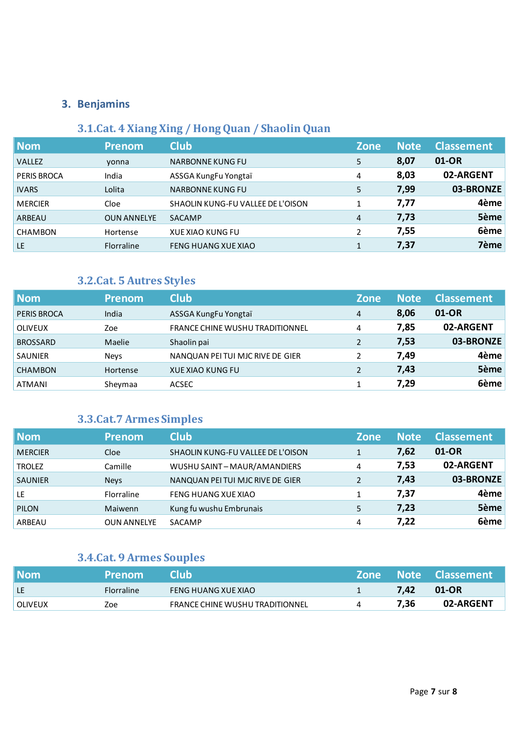## 3. Benjamins

### 3.1.Cat. 4 Xiang Xing / Hong Quan / Shaolin Quan

| Nom | Prenom | Club | Zone | Note | Classement |
|---|---|---|---|---|---|
| VALLEZ | yonna | NARBONNE KUNG FU | 5 | **8,07** | **01-OR** |
| PERIS BROCA | India | ASSGA KungFu Yongtaï | 4 | **8,03** | **02-ARGENT** |
| IVARS | Lolita | NARBONNE KUNG FU | 5 | **7,99** | **03-BRONZE** |
| MERCIER | Cloe | SHAOLIN KUNG-FU VALLEE DE L'OISON | 1 | **7,77** | **4ème** |
| ARBEAU | OUN ANNELYE | SACAMP | 4 | **7,73** | **5ème** |
| CHAMBON | Hortense | XUE XIAO KUNG FU | 2 | **7,55** | **6ème** |
| LE | Florraline | FENG HUANG XUE XIAO | 1 | **7,37** | **7ème** |

### 3.2.Cat. 5 Autres Styles

| Nom | Prenom | Club | Zone | Note | Classement |
|---|---|---|---|---|---|
| PERIS BROCA | India | ASSGA KungFu Yongtaï | 4 | **8,06** | **01-OR** |
| OLIVEUX | Zoe | FRANCE CHINE WUSHU TRADITIONNEL | 4 | **7,85** | **02-ARGENT** |
| BROSSARD | Maelie | Shaolin pai | 2 | **7,53** | **03-BRONZE** |
| SAUNIER | Neys | NANQUAN PEI TUI MJC RIVE DE GIER | 2 | **7,49** | **4ème** |
| CHAMBON | Hortense | XUE XIAO KUNG FU | 2 | **7,43** | **5ème** |
| ATMANI | Sheymaa | ACSEC | 1 | **7,29** | **6ème** |

### 3.3.Cat.7 Armes Simples

| Nom | Prenom | Club | Zone | Note | Classement |
|---|---|---|---|---|---|
| MERCIER | Cloe | SHAOLIN KUNG-FU VALLEE DE L'OISON | 1 | **7,62** | **01-OR** |
| TROLEZ | Camille | WUSHU SAINT – MAUR/AMANDIERS | 4 | **7,53** | **02-ARGENT** |
| SAUNIER | Neys | NANQUAN PEI TUI MJC RIVE DE GIER | 2 | **7,43** | **03-BRONZE** |
| LE | Florraline | FENG HUANG XUE XIAO | 1 | **7,37** | **4ème** |
| PILON | Maiwenn | Kung fu wushu Embrunais | 5 | **7,23** | **5ème** |
| ARBEAU | OUN ANNELYE | SACAMP | 4 | **7,22** | **6ème** |

### 3.4.Cat. 9 Armes Souples

| Nom | Prenom | Club | Zone | Note | Classement |
|---|---|---|---|---|---|
| LE | Florraline | FENG HUANG XUE XIAO | 1 | **7,42** | **01-OR** |
| OLIVEUX | Zoe | FRANCE CHINE WUSHU TRADITIONNEL | 4 | **7,36** | **02-ARGENT** |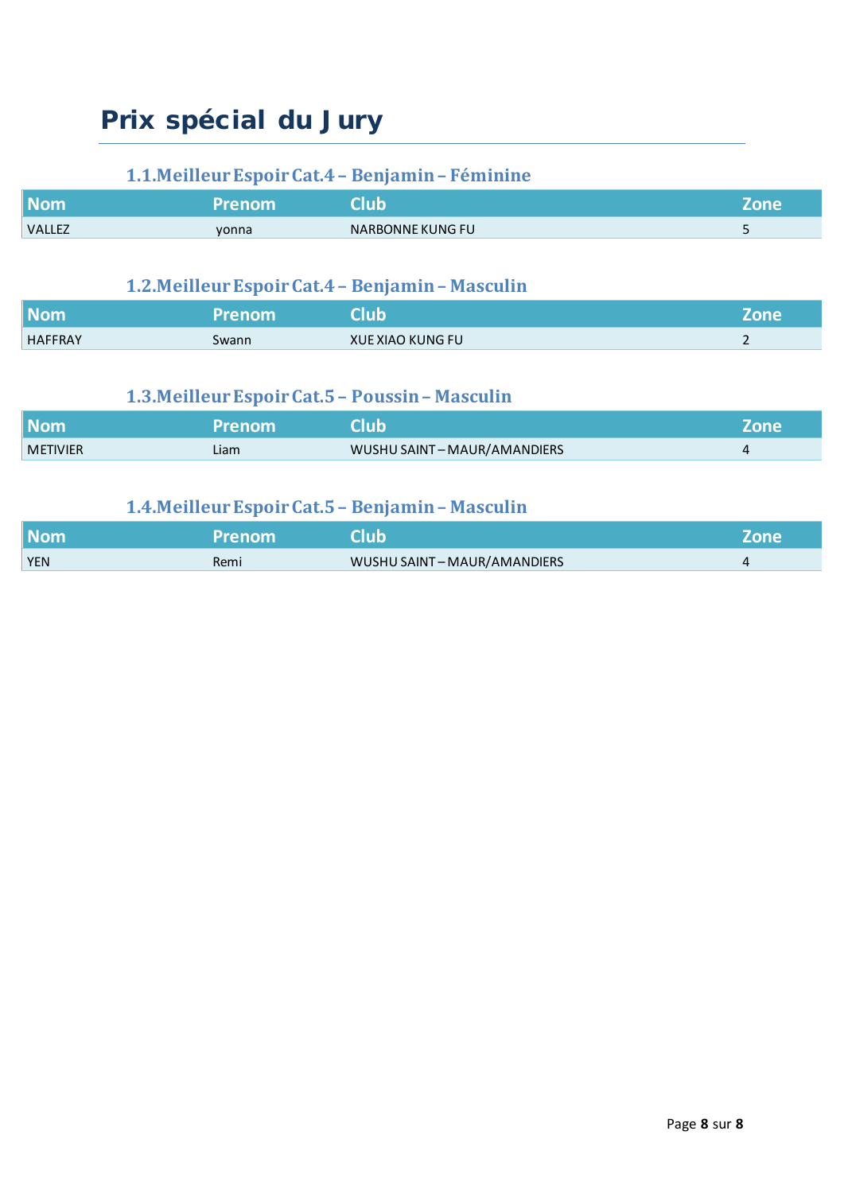# Prix spécial du Jury

### 1.1. Meilleur Espoir Cat.4 – Benjamin – Féminine

| Nom | Prenom | Club | Zone |
|---|---|---|---|
| VALLEZ | yonna | NARBONNE KUNG FU | 5 |

### 1.2. Meilleur Espoir Cat.4 – Benjamin – Masculin

| Nom | Prenom | Club | Zone |
|---|---|---|---|
| HAFFRAY | Swann | XUE XIAO KUNG FU | 2 |

### 1.3. Meilleur Espoir Cat.5 – Poussin – Masculin

| Nom | Prenom | Club | Zone |
|---|---|---|---|
| METIVIER | Liam | WUSHU SAINT – MAUR/AMANDIERS | 4 |

### 1.4. Meilleur Espoir Cat.5 – Benjamin – Masculin

| Nom | Prenom | Club | Zone |
|---|---|---|---|
| YEN | Remi | WUSHU SAINT – MAUR/AMANDIERS | 4 |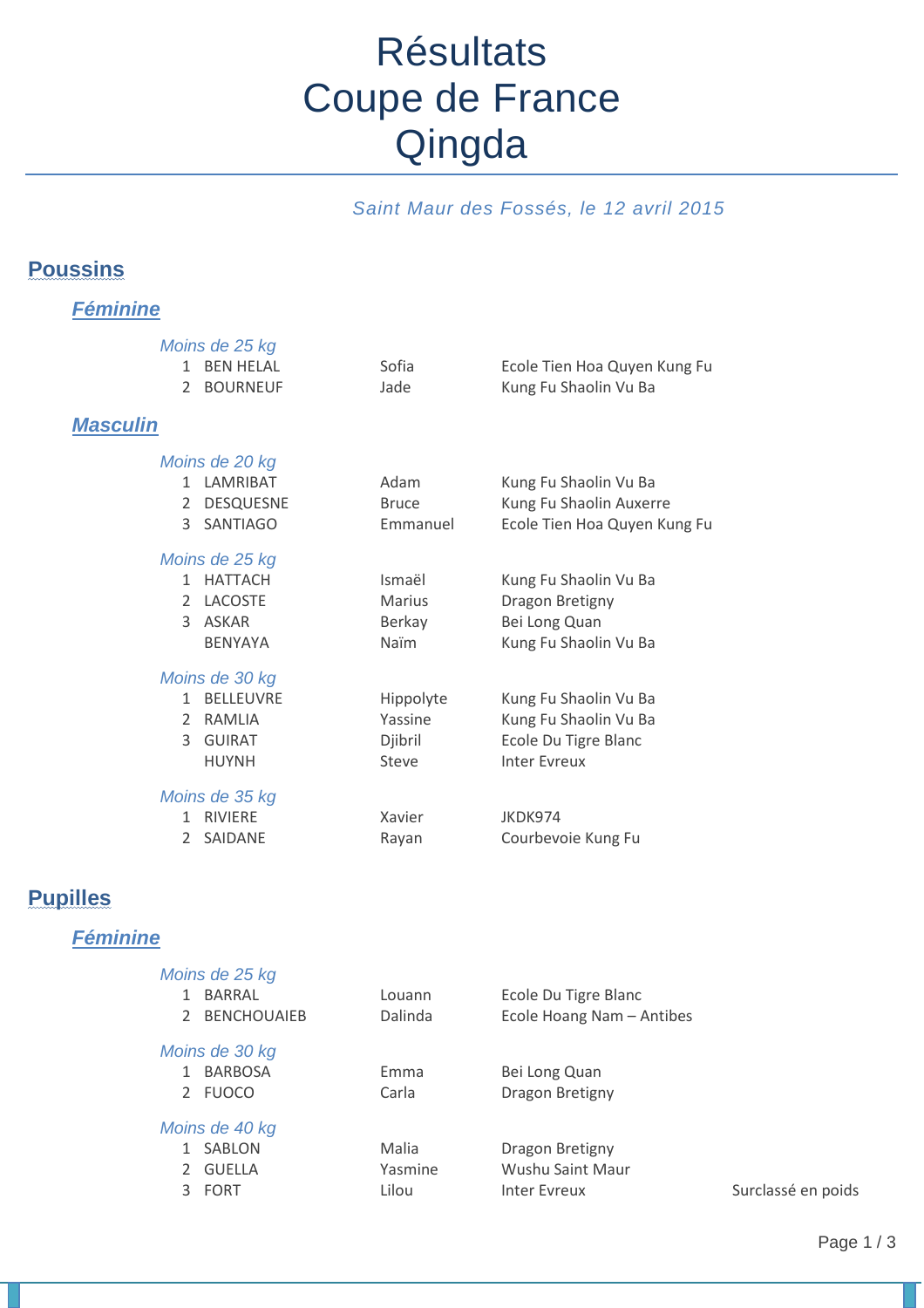# Résultats
# Coupe de France
# Qingda

*Saint Maur des Fossés, le 12 avril 2015*

## Poussins

### *Féminine*

*Moins de 25 kg*

| | | | |
|---|---|---|---|
| 1 | BEN HELAL | Sofia | Ecole Tien Hoa Quyen Kung Fu |
| 2 | BOURNEUF | Jade | Kung Fu Shaolin Vu Ba |

### *Masculin*

*Moins de 20 kg*

| | | | |
|---|---|---|---|
| 1 | LAMRIBAT | Adam | Kung Fu Shaolin Vu Ba |
| 2 | DESQUESNE | Bruce | Kung Fu Shaolin Auxerre |
| 3 | SANTIAGO | Emmanuel | Ecole Tien Hoa Quyen Kung Fu |

*Moins de 25 kg*

| | | | |
|---|---|---|---|
| 1 | HATTACH | Ismaël | Kung Fu Shaolin Vu Ba |
| 2 | LACOSTE | Marius | Dragon Bretigny |
| 3 | ASKAR | Berkay | Bei Long Quan |
| | BENYAYA | Naïm | Kung Fu Shaolin Vu Ba |

*Moins de 30 kg*

| | | | |
|---|---|---|---|
| 1 | BELLEUVRE | Hippolyte | Kung Fu Shaolin Vu Ba |
| 2 | RAMLIA | Yassine | Kung Fu Shaolin Vu Ba |
| 3 | GUIRAT | Djibril | Ecole Du Tigre Blanc |
| | HUYNH | Steve | Inter Evreux |

*Moins de 35 kg*

| | | | |
|---|---|---|---|
| 1 | RIVIERE | Xavier | JKDK974 |
| 2 | SAIDANE | Rayan | Courbevoie Kung Fu |

## Pupilles

### *Féminine*

*Moins de 25 kg*

| | | | |
|---|---|---|---|
| 1 | BARRAL | Louann | Ecole Du Tigre Blanc |
| 2 | BENCHOUAIEB | Dalinda | Ecole Hoang Nam – Antibes |

*Moins de 30 kg*

| | | | |
|---|---|---|---|
| 1 | BARBOSA | Emma | Bei Long Quan |
| 2 | FUOCO | Carla | Dragon Bretigny |

*Moins de 40 kg*

| | | | | |
|---|---|---|---|---|
| 1 | SABLON | Malia | Dragon Bretigny | |
| 2 | GUELLA | Yasmine | Wushu Saint Maur | |
| 3 | FORT | Lilou | Inter Evreux | Surclassé en poids |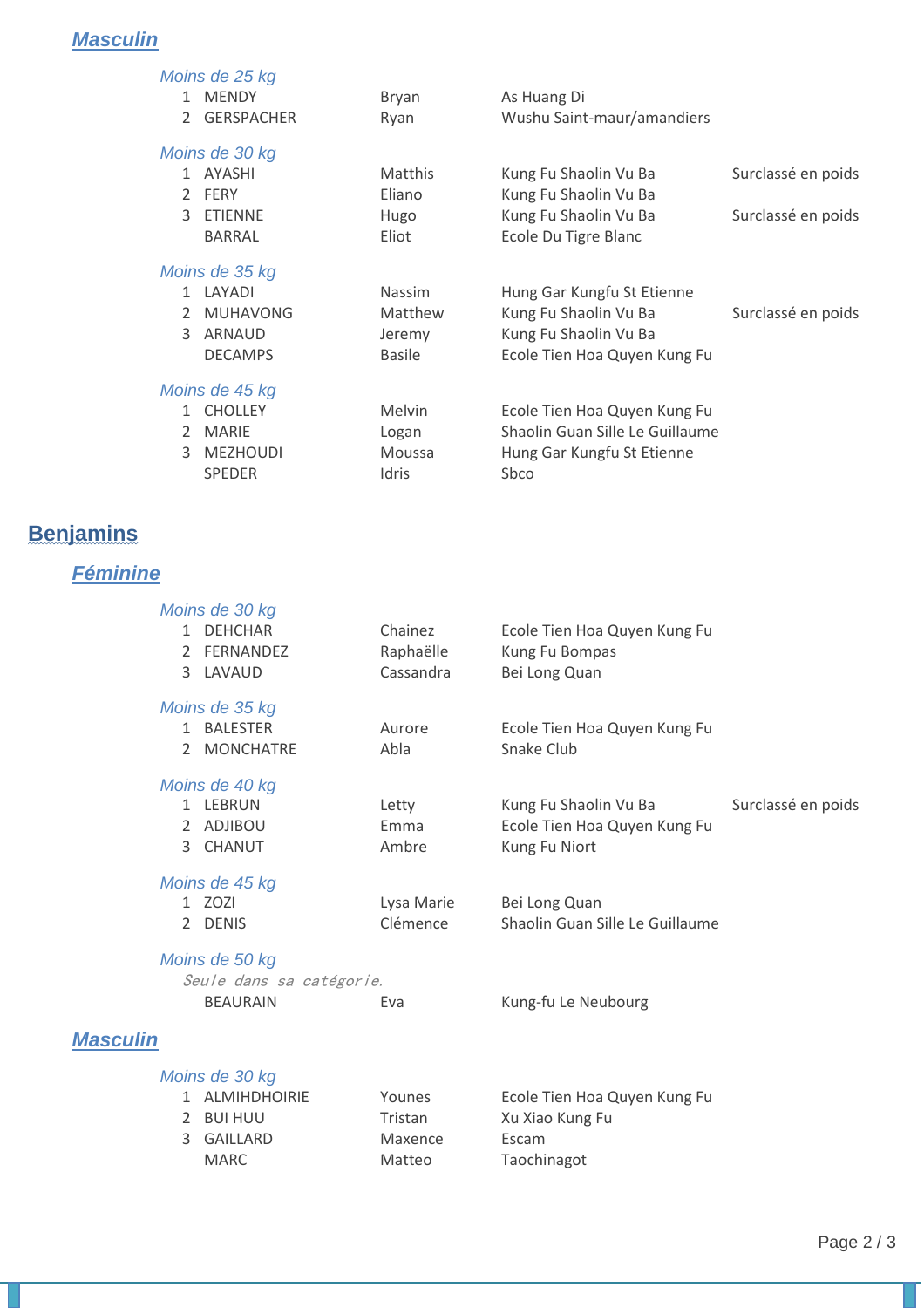### Masculin

#### *Moins de 25 kg*

| | | | | |
|---|---|---|---|---|
| 1 | MENDY | Bryan | As Huang Di | |
| 2 | GERSPACHER | Ryan | Wushu Saint-maur/amandiers | |

#### *Moins de 30 kg*

| | | | | |
|---|---|---|---|---|
| 1 | AYASHI | Matthis | Kung Fu Shaolin Vu Ba | Surclassé en poids |
| 2 | FERY | Eliano | Kung Fu Shaolin Vu Ba | |
| 3 | ETIENNE | Hugo | Kung Fu Shaolin Vu Ba | Surclassé en poids |
| | BARRAL | Eliot | Ecole Du Tigre Blanc | |

#### *Moins de 35 kg*

| | | | | |
|---|---|---|---|---|
| 1 | LAYADI | Nassim | Hung Gar Kungfu St Etienne | |
| 2 | MUHAVONG | Matthew | Kung Fu Shaolin Vu Ba | Surclassé en poids |
| 3 | ARNAUD | Jeremy | Kung Fu Shaolin Vu Ba | |
| | DECAMPS | Basile | Ecole Tien Hoa Quyen Kung Fu | |

#### *Moins de 45 kg*

| | | | | |
|---|---|---|---|---|
| 1 | CHOLLEY | Melvin | Ecole Tien Hoa Quyen Kung Fu | |
| 2 | MARIE | Logan | Shaolin Guan Sille Le Guillaume | |
| 3 | MEZHOUDI | Moussa | Hung Gar Kungfu St Etienne | |
| | SPEDER | Idris | Sbco | |

## Benjamins

### Féminine

#### *Moins de 30 kg*

| | | | | |
|---|---|---|---|---|
| 1 | DEHCHAR | Chainez | Ecole Tien Hoa Quyen Kung Fu | |
| 2 | FERNANDEZ | Raphaëlle | Kung Fu Bompas | |
| 3 | LAVAUD | Cassandra | Bei Long Quan | |

#### *Moins de 35 kg*

| | | | | |
|---|---|---|---|---|
| 1 | BALESTER | Aurore | Ecole Tien Hoa Quyen Kung Fu | |
| 2 | MONCHATRE | Abla | Snake Club | |

#### *Moins de 40 kg*

| | | | | |
|---|---|---|---|---|
| 1 | LEBRUN | Letty | Kung Fu Shaolin Vu Ba | Surclassé en poids |
| 2 | ADJIBOU | Emma | Ecole Tien Hoa Quyen Kung Fu | |
| 3 | CHANUT | Ambre | Kung Fu Niort | |

#### *Moins de 45 kg*

| | | | | |
|---|---|---|---|---|
| 1 | ZOZI | Lysa Marie | Bei Long Quan | |
| 2 | DENIS | Clémence | Shaolin Guan Sille Le Guillaume | |

#### *Moins de 50 kg*

*Seule dans sa catégorie.*

| | | | | |
|---|---|---|---|---|
| | BEAURAIN | Eva | Kung-fu Le Neubourg | |

### Masculin

#### *Moins de 30 kg*

| | | | | |
|---|---|---|---|---|
| 1 | ALMIHDHOIRIE | Younes | Ecole Tien Hoa Quyen Kung Fu | |
| 2 | BUI HUU | Tristan | Xu Xiao Kung Fu | |
| 3 | GAILLARD | Maxence | Escam | |
| | MARC | Matteo | Taochinagot | |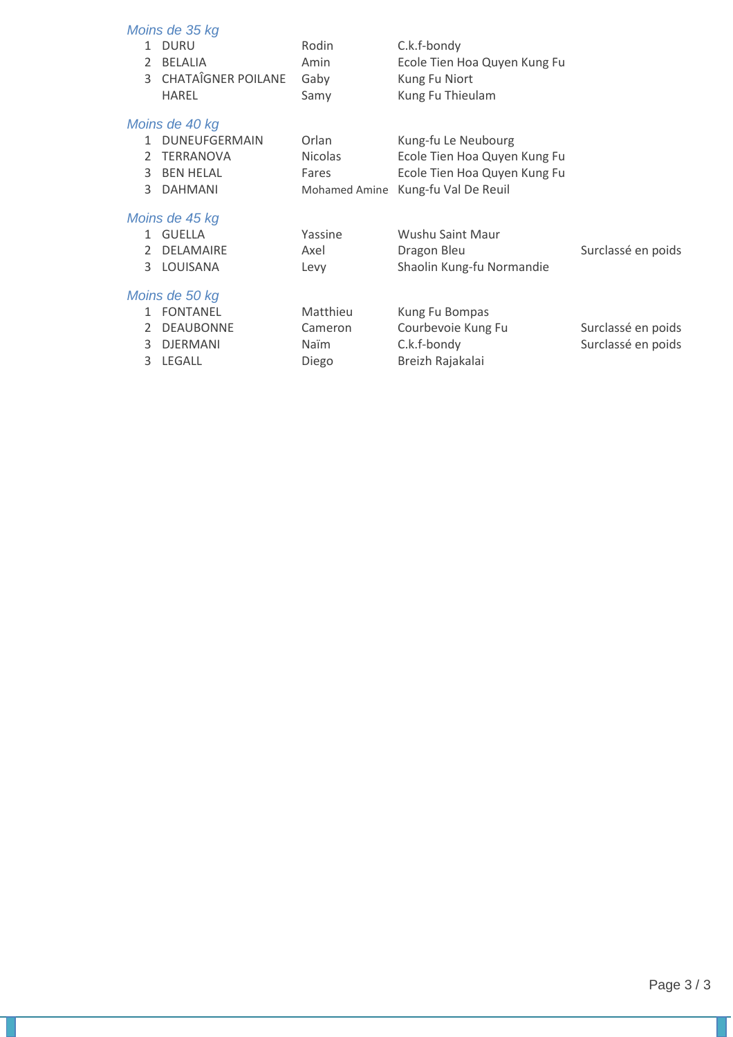### Moins de 35 kg

| | | | | |
|---|---|---|---|---|
| 1 | DURU | Rodin | C.k.f-bondy | |
| 2 | BELALIA | Amin | Ecole Tien Hoa Quyen Kung Fu | |
| 3 | CHATAÎGNER POILANE | Gaby | Kung Fu Niort | |
| | HAREL | Samy | Kung Fu Thieulam | |

### Moins de 40 kg

| | | | | |
|---|---|---|---|---|
| 1 | DUNEUFGERMAIN | Orlan | Kung-fu Le Neubourg | |
| 2 | TERRANOVA | Nicolas | Ecole Tien Hoa Quyen Kung Fu | |
| 3 | BEN HELAL | Fares | Ecole Tien Hoa Quyen Kung Fu | |
| 3 | DAHMANI | Mohamed Amine | Kung-fu Val De Reuil | |

### Moins de 45 kg

| | | | | |
|---|---|---|---|---|
| 1 | GUELLA | Yassine | Wushu Saint Maur | |
| 2 | DELAMAIRE | Axel | Dragon Bleu | Surclassé en poids |
| 3 | LOUISANA | Levy | Shaolin Kung-fu Normandie | |

### Moins de 50 kg

| | | | | |
|---|---|---|---|---|
| 1 | FONTANEL | Matthieu | Kung Fu Bompas | |
| 2 | DEAUBONNE | Cameron | Courbevoie Kung Fu | Surclassé en poids |
| 3 | DJERMANI | Naïm | C.k.f-bondy | Surclassé en poids |
| 3 | LEGALL | Diego | Breizh Rajakalai | |